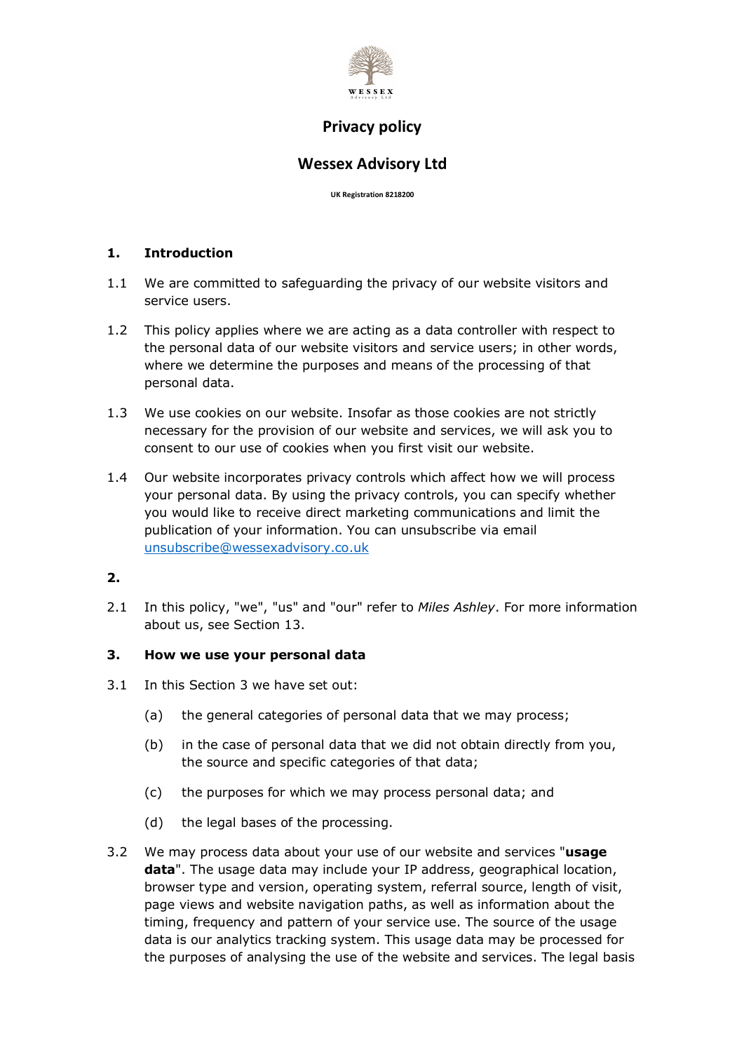WESSEX
Advisory Ltd

# Privacy policy

## Wessex Advisory Ltd

UK Registration 8218200

### 1. Introduction

1.1 We are committed to safeguarding the privacy of our website visitors and service users.

1.2 This policy applies where we are acting as a data controller with respect to the personal data of our website visitors and service users; in other words, where we determine the purposes and means of the processing of that personal data.

1.3 We use cookies on our website. Insofar as those cookies are not strictly necessary for the provision of our website and services, we will ask you to consent to our use of cookies when you first visit our website.

1.4 Our website incorporates privacy controls which affect how we will process your personal data. By using the privacy controls, you can specify whether you would like to receive direct marketing communications and limit the publication of your information. You can unsubscribe via email unsubscribe@wessexadvisory.co.uk

### 2.

2.1 In this policy, "we", "us" and "our" refer to *Miles Ashley*. For more information about us, see Section 13.

### 3. How we use your personal data

3.1 In this Section 3 we have set out:

(a) the general categories of personal data that we may process;

(b) in the case of personal data that we did not obtain directly from you, the source and specific categories of that data;

(c) the purposes for which we may process personal data; and

(d) the legal bases of the processing.

3.2 We may process data about your use of our website and services "**usage data**". The usage data may include your IP address, geographical location, browser type and version, operating system, referral source, length of visit, page views and website navigation paths, as well as information about the timing, frequency and pattern of your service use. The source of the usage data is our analytics tracking system. This usage data may be processed for the purposes of analysing the use of the website and services. The legal basis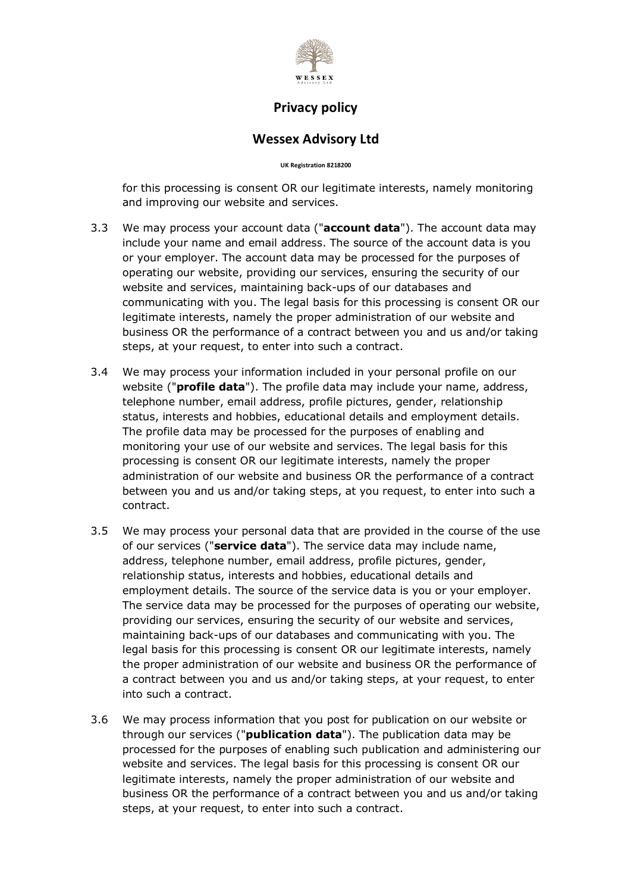for this processing is consent OR our legitimate interests, namely monitoring and improving our website and services.

3.3 We may process your account data ("**account data**"). The account data may include your name and email address. The source of the account data is you or your employer. The account data may be processed for the purposes of operating our website, providing our services, ensuring the security of our website and services, maintaining back-ups of our databases and communicating with you. The legal basis for this processing is consent OR our legitimate interests, namely the proper administration of our website and business OR the performance of a contract between you and us and/or taking steps, at your request, to enter into such a contract.

3.4 We may process your information included in your personal profile on our website ("**profile data**"). The profile data may include your name, address, telephone number, email address, profile pictures, gender, relationship status, interests and hobbies, educational details and employment details. The profile data may be processed for the purposes of enabling and monitoring your use of our website and services. The legal basis for this processing is consent OR our legitimate interests, namely the proper administration of our website and business OR the performance of a contract between you and us and/or taking steps, at you request, to enter into such a contract.

3.5 We may process your personal data that are provided in the course of the use of our services ("**service data**"). The service data may include name, address, telephone number, email address, profile pictures, gender, relationship status, interests and hobbies, educational details and employment details. The source of the service data is you or your employer. The service data may be processed for the purposes of operating our website, providing our services, ensuring the security of our website and services, maintaining back-ups of our databases and communicating with you. The legal basis for this processing is consent OR our legitimate interests, namely the proper administration of our website and business OR the performance of a contract between you and us and/or taking steps, at your request, to enter into such a contract.

3.6 We may process information that you post for publication on our website or through our services ("**publication data**"). The publication data may be processed for the purposes of enabling such publication and administering our website and services. The legal basis for this processing is consent OR our legitimate interests, namely the proper administration of our website and business OR the performance of a contract between you and us and/or taking steps, at your request, to enter into such a contract.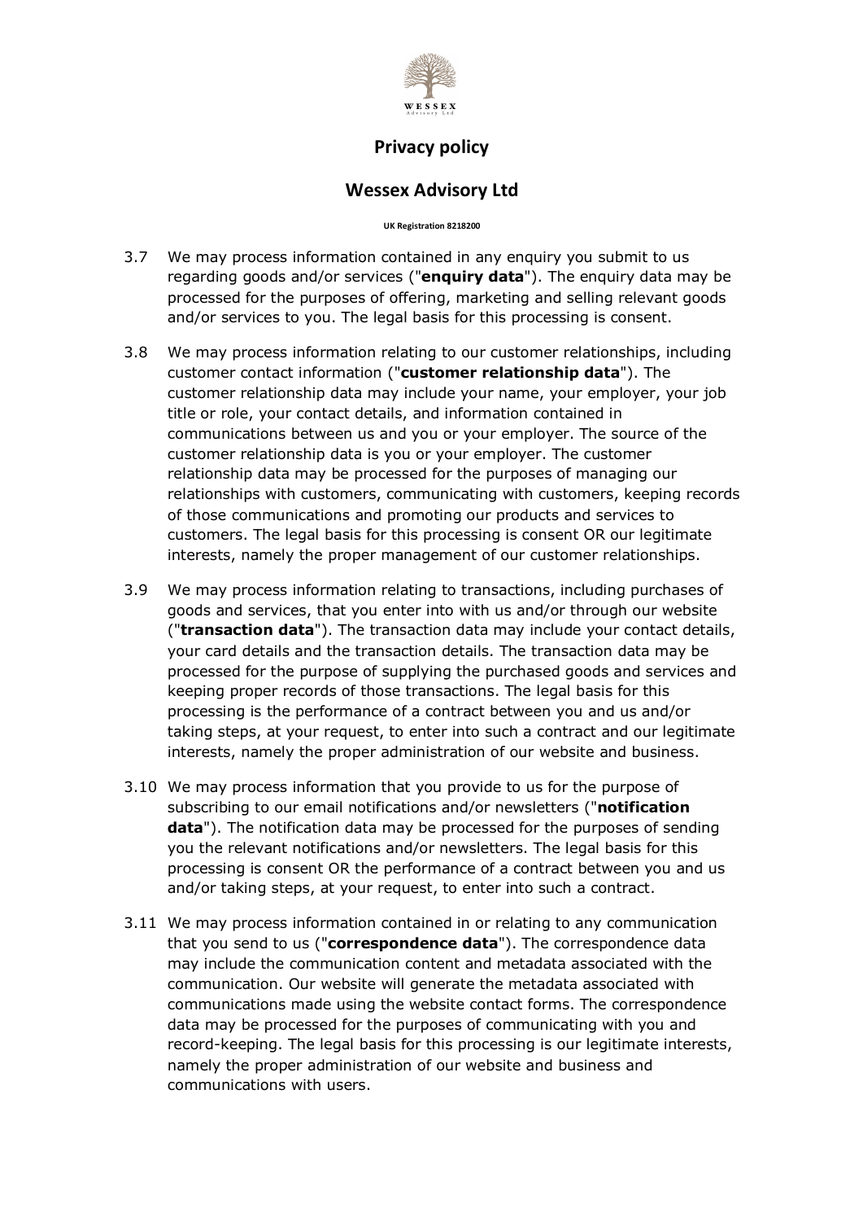3.7 We may process information contained in any enquiry you submit to us regarding goods and/or services ("**enquiry data**"). The enquiry data may be processed for the purposes of offering, marketing and selling relevant goods and/or services to you. The legal basis for this processing is consent.

3.8 We may process information relating to our customer relationships, including customer contact information ("**customer relationship data**"). The customer relationship data may include your name, your employer, your job title or role, your contact details, and information contained in communications between us and you or your employer. The source of the customer relationship data is you or your employer. The customer relationship data may be processed for the purposes of managing our relationships with customers, communicating with customers, keeping records of those communications and promoting our products and services to customers. The legal basis for this processing is consent OR our legitimate interests, namely the proper management of our customer relationships.

3.9 We may process information relating to transactions, including purchases of goods and services, that you enter into with us and/or through our website ("**transaction data**"). The transaction data may include your contact details, your card details and the transaction details. The transaction data may be processed for the purpose of supplying the purchased goods and services and keeping proper records of those transactions. The legal basis for this processing is the performance of a contract between you and us and/or taking steps, at your request, to enter into such a contract and our legitimate interests, namely the proper administration of our website and business.

3.10 We may process information that you provide to us for the purpose of subscribing to our email notifications and/or newsletters ("**notification data**"). The notification data may be processed for the purposes of sending you the relevant notifications and/or newsletters. The legal basis for this processing is consent OR the performance of a contract between you and us and/or taking steps, at your request, to enter into such a contract.

3.11 We may process information contained in or relating to any communication that you send to us ("**correspondence data**"). The correspondence data may include the communication content and metadata associated with the communication. Our website will generate the metadata associated with communications made using the website contact forms. The correspondence data may be processed for the purposes of communicating with you and record-keeping. The legal basis for this processing is our legitimate interests, namely the proper administration of our website and business and communications with users.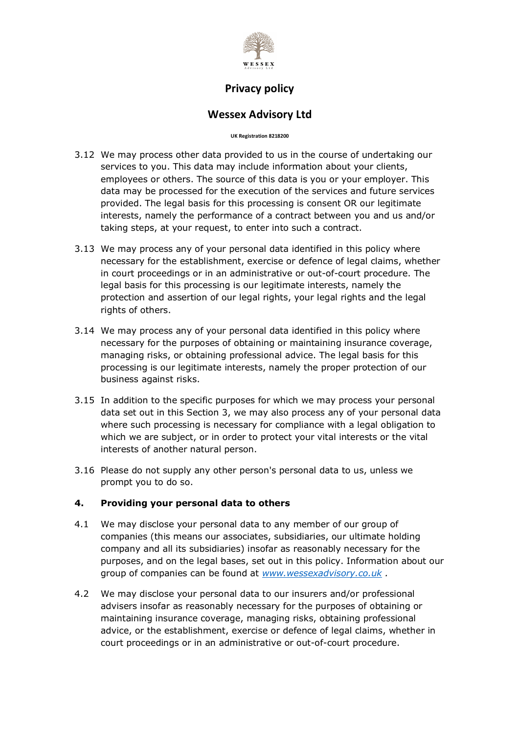3.12 We may process other data provided to us in the course of undertaking our services to you. This data may include information about your clients, employees or others. The source of this data is you or your employer. This data may be processed for the execution of the services and future services provided. The legal basis for this processing is consent OR our legitimate interests, namely the performance of a contract between you and us and/or taking steps, at your request, to enter into such a contract.

3.13 We may process any of your personal data identified in this policy where necessary for the establishment, exercise or defence of legal claims, whether in court proceedings or in an administrative or out-of-court procedure. The legal basis for this processing is our legitimate interests, namely the protection and assertion of our legal rights, your legal rights and the legal rights of others.

3.14 We may process any of your personal data identified in this policy where necessary for the purposes of obtaining or maintaining insurance coverage, managing risks, or obtaining professional advice. The legal basis for this processing is our legitimate interests, namely the proper protection of our business against risks.

3.15 In addition to the specific purposes for which we may process your personal data set out in this Section 3, we may also process any of your personal data where such processing is necessary for compliance with a legal obligation to which we are subject, or in order to protect your vital interests or the vital interests of another natural person.

3.16 Please do not supply any other person's personal data to us, unless we prompt you to do so.

## 4. Providing your personal data to others

4.1 We may disclose your personal data to any member of our group of companies (this means our associates, subsidiaries, our ultimate holding company and all its subsidiaries) insofar as reasonably necessary for the purposes, and on the legal bases, set out in this policy. Information about our group of companies can be found at *www.wessexadvisory.co.uk* .

4.2 We may disclose your personal data to our insurers and/or professional advisers insofar as reasonably necessary for the purposes of obtaining or maintaining insurance coverage, managing risks, obtaining professional advice, or the establishment, exercise or defence of legal claims, whether in court proceedings or in an administrative or out-of-court procedure.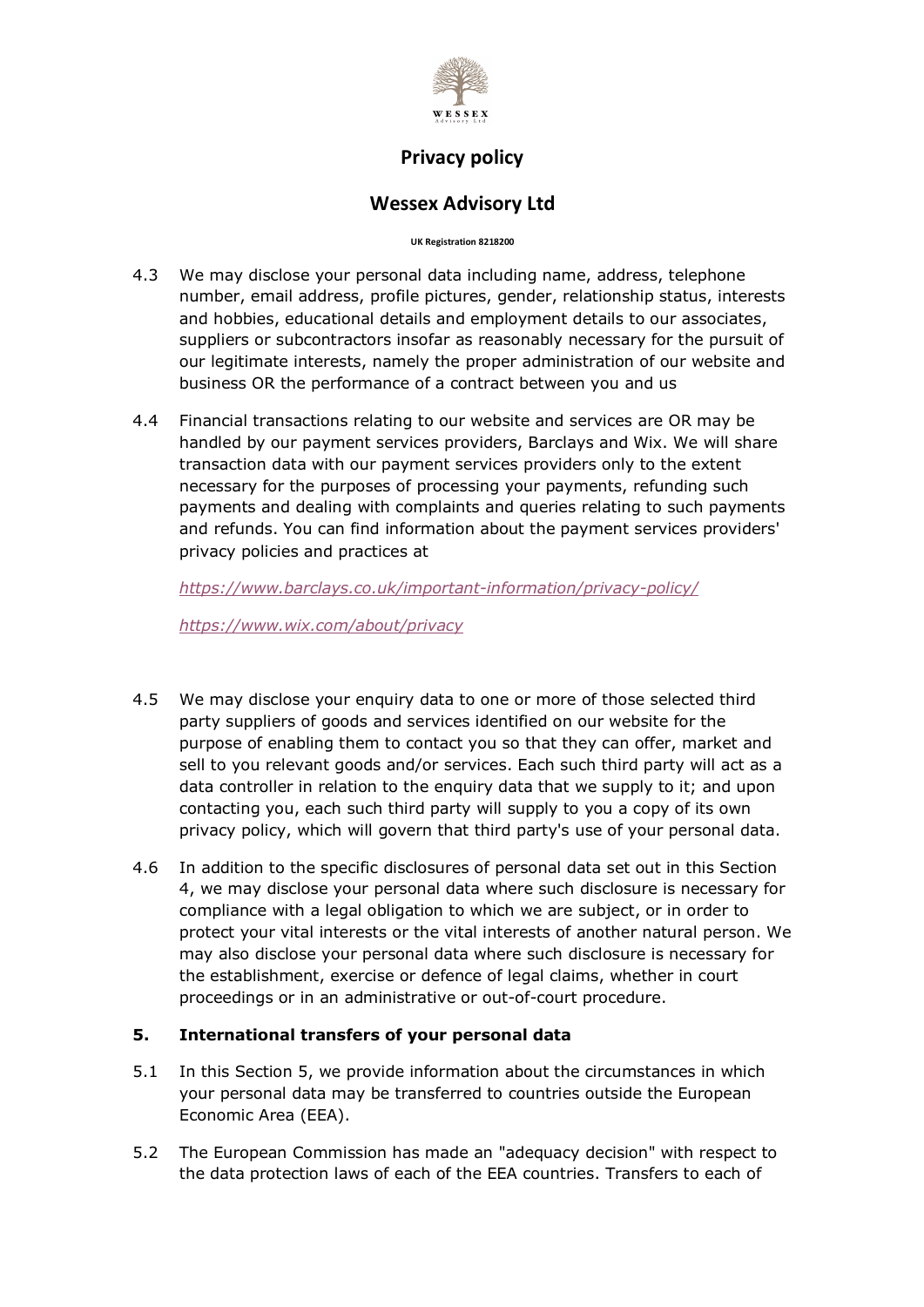4.3 We may disclose your personal data including name, address, telephone number, email address, profile pictures, gender, relationship status, interests and hobbies, educational details and employment details to our associates, suppliers or subcontractors insofar as reasonably necessary for the pursuit of our legitimate interests, namely the proper administration of our website and business OR the performance of a contract between you and us

4.4 Financial transactions relating to our website and services are OR may be handled by our payment services providers, Barclays and Wix. We will share transaction data with our payment services providers only to the extent necessary for the purposes of processing your payments, refunding such payments and dealing with complaints and queries relating to such payments and refunds. You can find information about the payment services providers' privacy policies and practices at

*https://www.barclays.co.uk/important-information/privacy-policy/*

*https://www.wix.com/about/privacy*

4.5 We may disclose your enquiry data to one or more of those selected third party suppliers of goods and services identified on our website for the purpose of enabling them to contact you so that they can offer, market and sell to you relevant goods and/or services. Each such third party will act as a data controller in relation to the enquiry data that we supply to it; and upon contacting you, each such third party will supply to you a copy of its own privacy policy, which will govern that third party's use of your personal data.

4.6 In addition to the specific disclosures of personal data set out in this Section 4, we may disclose your personal data where such disclosure is necessary for compliance with a legal obligation to which we are subject, or in order to protect your vital interests or the vital interests of another natural person. We may also disclose your personal data where such disclosure is necessary for the establishment, exercise or defence of legal claims, whether in court proceedings or in an administrative or out-of-court procedure.

## 5. International transfers of your personal data

5.1 In this Section 5, we provide information about the circumstances in which your personal data may be transferred to countries outside the European Economic Area (EEA).

5.2 The European Commission has made an "adequacy decision" with respect to the data protection laws of each of the EEA countries. Transfers to each of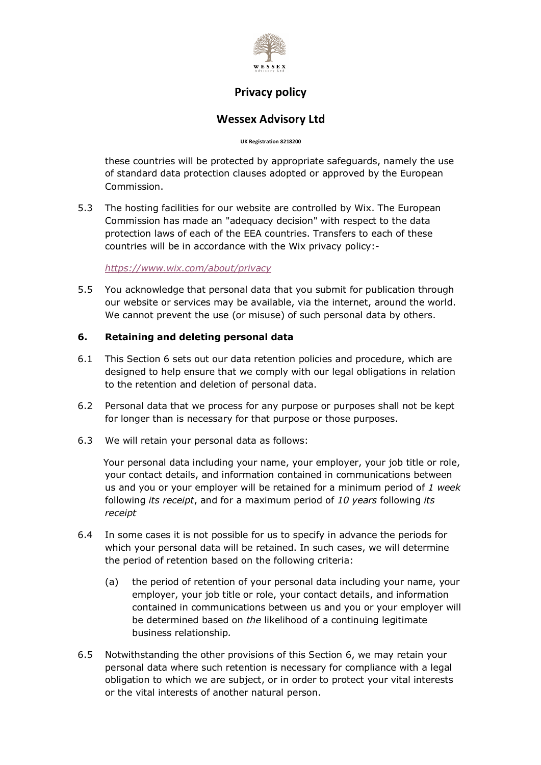these countries will be protected by appropriate safeguards, namely the use of standard data protection clauses adopted or approved by the European Commission.

5.3 The hosting facilities for our website are controlled by Wix. The European Commission has made an "adequacy decision" with respect to the data protection laws of each of the EEA countries. Transfers to each of these countries will be in accordance with the Wix privacy policy:-

*https://www.wix.com/about/privacy*

5.5 You acknowledge that personal data that you submit for publication through our website or services may be available, via the internet, around the world. We cannot prevent the use (or misuse) of such personal data by others.

### 6. Retaining and deleting personal data

6.1 This Section 6 sets out our data retention policies and procedure, which are designed to help ensure that we comply with our legal obligations in relation to the retention and deletion of personal data.

6.2 Personal data that we process for any purpose or purposes shall not be kept for longer than is necessary for that purpose or those purposes.

6.3 We will retain your personal data as follows:

Your personal data including your name, your employer, your job title or role, your contact details, and information contained in communications between us and you or your employer will be retained for a minimum period of *1 week* following *its receipt*, and for a maximum period of *10 years* following *its receipt*

6.4 In some cases it is not possible for us to specify in advance the periods for which your personal data will be retained. In such cases, we will determine the period of retention based on the following criteria:

(a) the period of retention of your personal data including your name, your employer, your job title or role, your contact details, and information contained in communications between us and you or your employer will be determined based on *the* likelihood of a continuing legitimate business relationship.

6.5 Notwithstanding the other provisions of this Section 6, we may retain your personal data where such retention is necessary for compliance with a legal obligation to which we are subject, or in order to protect your vital interests or the vital interests of another natural person.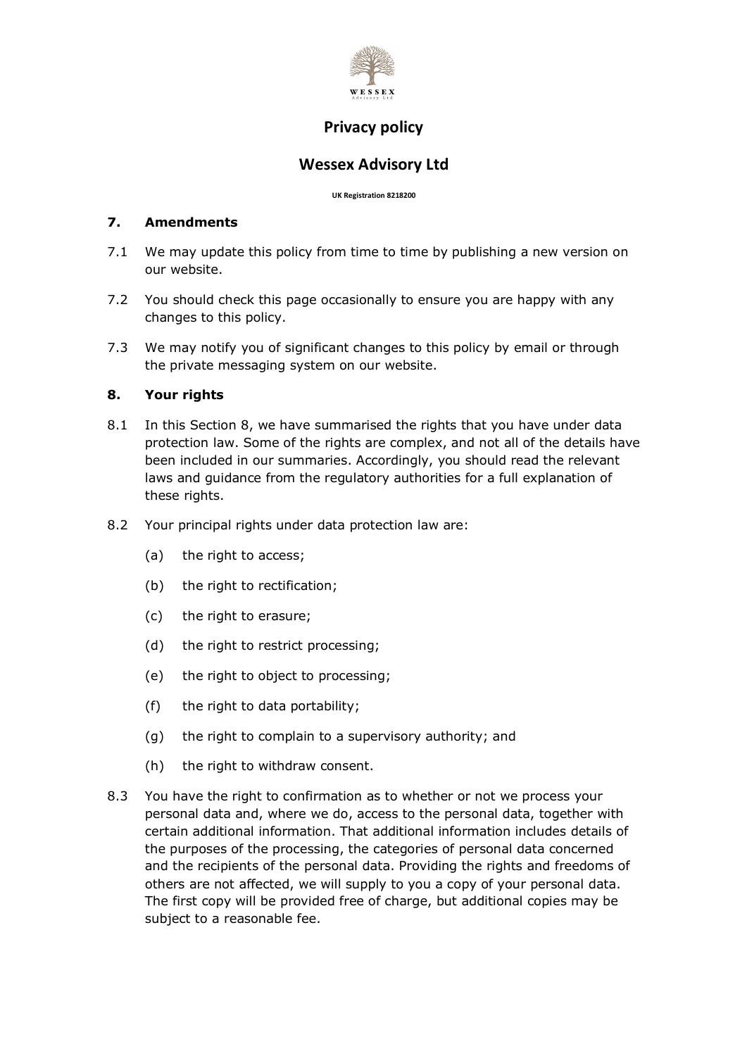## 7. Amendments

7.1 We may update this policy from time to time by publishing a new version on our website.

7.2 You should check this page occasionally to ensure you are happy with any changes to this policy.

7.3 We may notify you of significant changes to this policy by email or through the private messaging system on our website.

## 8. Your rights

8.1 In this Section 8, we have summarised the rights that you have under data protection law. Some of the rights are complex, and not all of the details have been included in our summaries. Accordingly, you should read the relevant laws and guidance from the regulatory authorities for a full explanation of these rights.

8.2 Your principal rights under data protection law are:

(a) the right to access;

(b) the right to rectification;

(c) the right to erasure;

(d) the right to restrict processing;

(e) the right to object to processing;

(f) the right to data portability;

(g) the right to complain to a supervisory authority; and

(h) the right to withdraw consent.

8.3 You have the right to confirmation as to whether or not we process your personal data and, where we do, access to the personal data, together with certain additional information. That additional information includes details of the purposes of the processing, the categories of personal data concerned and the recipients of the personal data. Providing the rights and freedoms of others are not affected, we will supply to you a copy of your personal data. The first copy will be provided free of charge, but additional copies may be subject to a reasonable fee.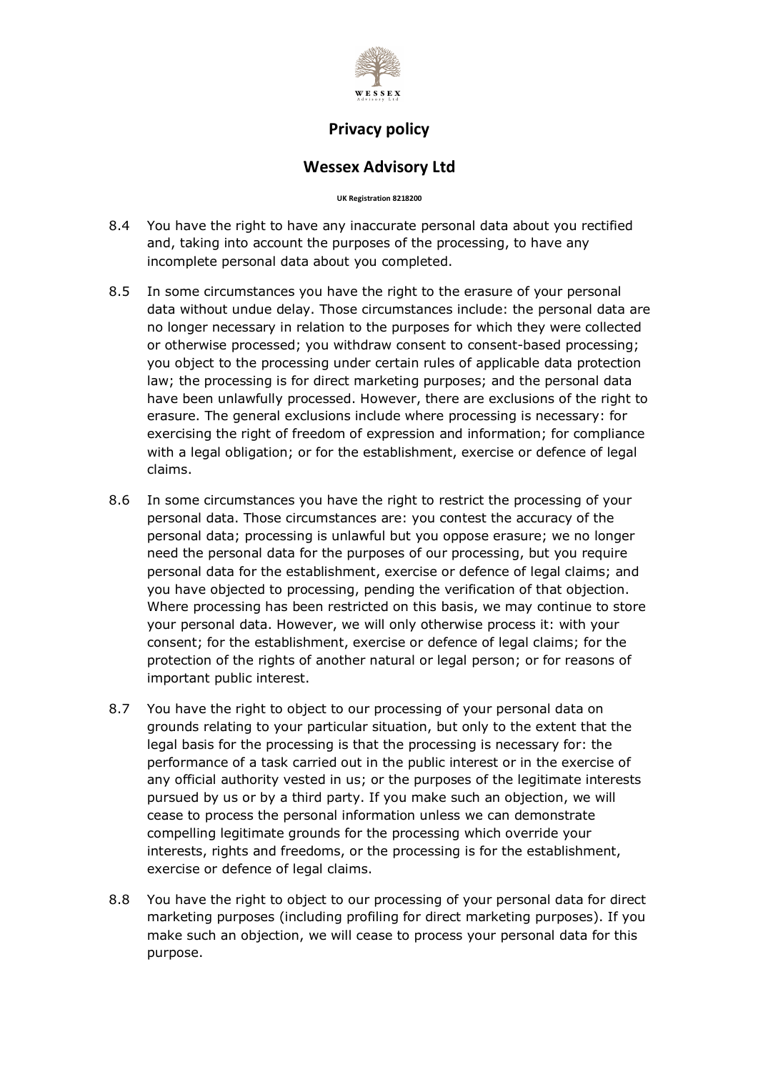8.4 You have the right to have any inaccurate personal data about you rectified and, taking into account the purposes of the processing, to have any incomplete personal data about you completed.

8.5 In some circumstances you have the right to the erasure of your personal data without undue delay. Those circumstances include: the personal data are no longer necessary in relation to the purposes for which they were collected or otherwise processed; you withdraw consent to consent-based processing; you object to the processing under certain rules of applicable data protection law; the processing is for direct marketing purposes; and the personal data have been unlawfully processed. However, there are exclusions of the right to erasure. The general exclusions include where processing is necessary: for exercising the right of freedom of expression and information; for compliance with a legal obligation; or for the establishment, exercise or defence of legal claims.

8.6 In some circumstances you have the right to restrict the processing of your personal data. Those circumstances are: you contest the accuracy of the personal data; processing is unlawful but you oppose erasure; we no longer need the personal data for the purposes of our processing, but you require personal data for the establishment, exercise or defence of legal claims; and you have objected to processing, pending the verification of that objection. Where processing has been restricted on this basis, we may continue to store your personal data. However, we will only otherwise process it: with your consent; for the establishment, exercise or defence of legal claims; for the protection of the rights of another natural or legal person; or for reasons of important public interest.

8.7 You have the right to object to our processing of your personal data on grounds relating to your particular situation, but only to the extent that the legal basis for the processing is that the processing is necessary for: the performance of a task carried out in the public interest or in the exercise of any official authority vested in us; or the purposes of the legitimate interests pursued by us or by a third party. If you make such an objection, we will cease to process the personal information unless we can demonstrate compelling legitimate grounds for the processing which override your interests, rights and freedoms, or the processing is for the establishment, exercise or defence of legal claims.

8.8 You have the right to object to our processing of your personal data for direct marketing purposes (including profiling for direct marketing purposes). If you make such an objection, we will cease to process your personal data for this purpose.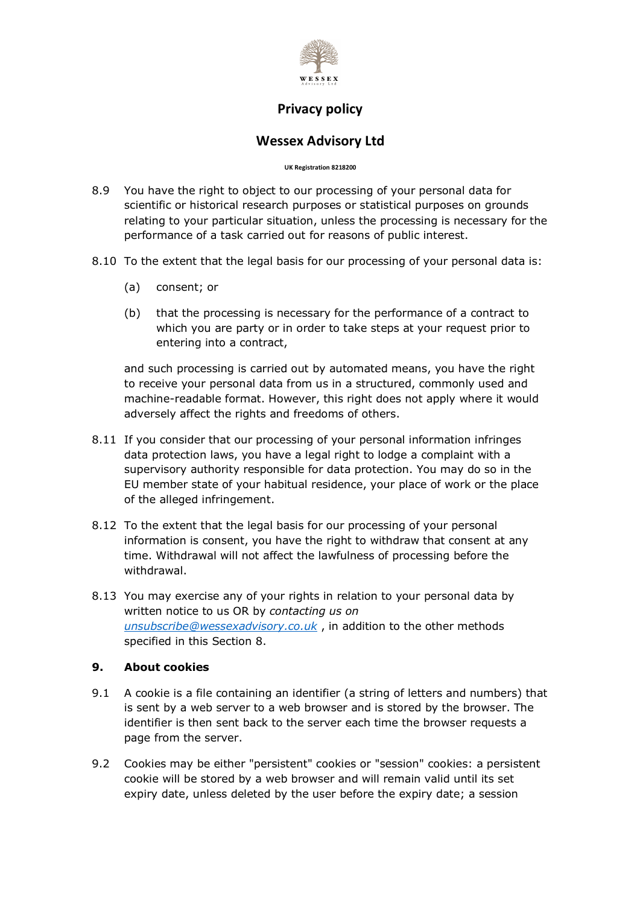8.9 You have the right to object to our processing of your personal data for scientific or historical research purposes or statistical purposes on grounds relating to your particular situation, unless the processing is necessary for the performance of a task carried out for reasons of public interest.

8.10 To the extent that the legal basis for our processing of your personal data is:

(a) consent; or

(b) that the processing is necessary for the performance of a contract to which you are party or in order to take steps at your request prior to entering into a contract,

and such processing is carried out by automated means, you have the right to receive your personal data from us in a structured, commonly used and machine-readable format. However, this right does not apply where it would adversely affect the rights and freedoms of others.

8.11 If you consider that our processing of your personal information infringes data protection laws, you have a legal right to lodge a complaint with a supervisory authority responsible for data protection. You may do so in the EU member state of your habitual residence, your place of work or the place of the alleged infringement.

8.12 To the extent that the legal basis for our processing of your personal information is consent, you have the right to withdraw that consent at any time. Withdrawal will not affect the lawfulness of processing before the withdrawal.

8.13 You may exercise any of your rights in relation to your personal data by written notice to us OR by *contacting us on* *unsubscribe@wessexadvisory.co.uk* , in addition to the other methods specified in this Section 8.

## 9. About cookies

9.1 A cookie is a file containing an identifier (a string of letters and numbers) that is sent by a web server to a web browser and is stored by the browser. The identifier is then sent back to the server each time the browser requests a page from the server.

9.2 Cookies may be either "persistent" cookies or "session" cookies: a persistent cookie will be stored by a web browser and will remain valid until its set expiry date, unless deleted by the user before the expiry date; a session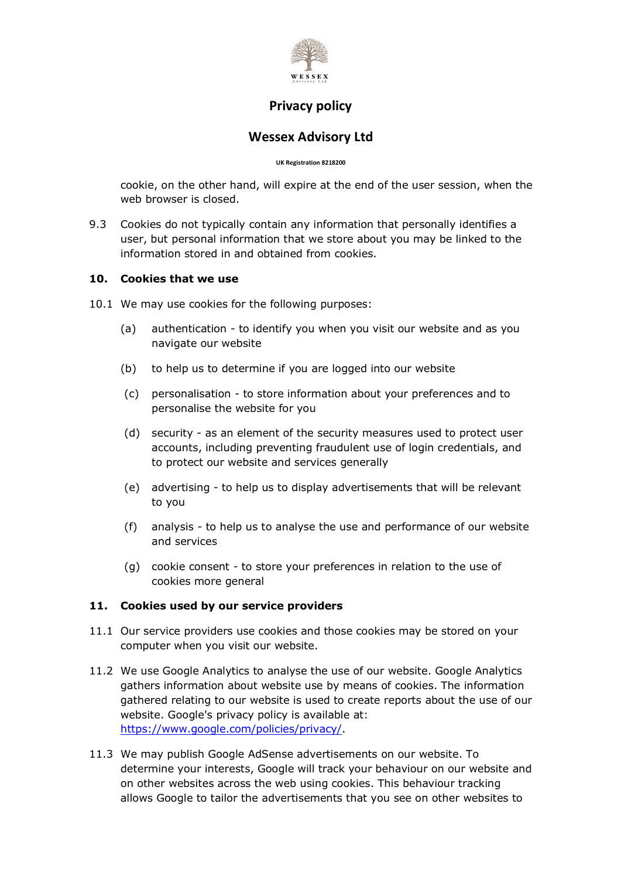cookie, on the other hand, will expire at the end of the user session, when the web browser is closed.

9.3 Cookies do not typically contain any information that personally identifies a user, but personal information that we store about you may be linked to the information stored in and obtained from cookies.

## 10. Cookies that we use

10.1 We may use cookies for the following purposes:

- (a) authentication - to identify you when you visit our website and as you navigate our website
- (b) to help us to determine if you are logged into our website
- (c) personalisation - to store information about your preferences and to personalise the website for you
- (d) security - as an element of the security measures used to protect user accounts, including preventing fraudulent use of login credentials, and to protect our website and services generally
- (e) advertising - to help us to display advertisements that will be relevant to you
- (f) analysis - to help us to analyse the use and performance of our website and services
- (g) cookie consent - to store your preferences in relation to the use of cookies more general

## 11. Cookies used by our service providers

11.1 Our service providers use cookies and those cookies may be stored on your computer when you visit our website.

11.2 We use Google Analytics to analyse the use of our website. Google Analytics gathers information about website use by means of cookies. The information gathered relating to our website is used to create reports about the use of our website. Google's privacy policy is available at: [https://www.google.com/policies/privacy/](https://www.google.com/policies/privacy/).

11.3 We may publish Google AdSense advertisements on our website. To determine your interests, Google will track your behaviour on our website and on other websites across the web using cookies. This behaviour tracking allows Google to tailor the advertisements that you see on other websites to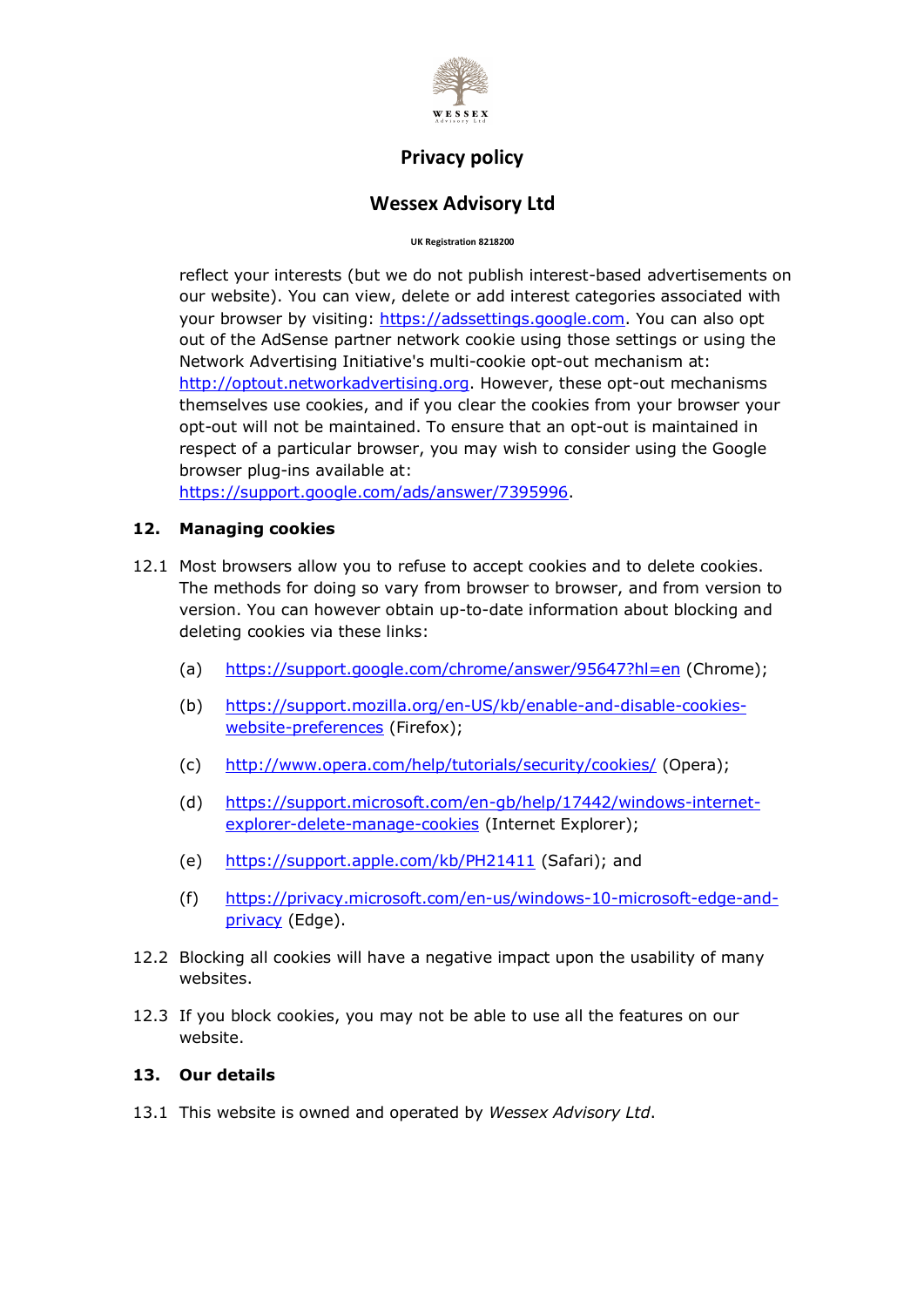reflect your interests (but we do not publish interest-based advertisements on our website). You can view, delete or add interest categories associated with your browser by visiting: https://adssettings.google.com. You can also opt out of the AdSense partner network cookie using those settings or using the Network Advertising Initiative's multi-cookie opt-out mechanism at: http://optout.networkadvertising.org. However, these opt-out mechanisms themselves use cookies, and if you clear the cookies from your browser your opt-out will not be maintained. To ensure that an opt-out is maintained in respect of a particular browser, you may wish to consider using the Google browser plug-ins available at: https://support.google.com/ads/answer/7395996.

## 12. Managing cookies

12.1 Most browsers allow you to refuse to accept cookies and to delete cookies. The methods for doing so vary from browser to browser, and from version to version. You can however obtain up-to-date information about blocking and deleting cookies via these links:

(a) https://support.google.com/chrome/answer/95647?hl=en (Chrome);

(b) https://support.mozilla.org/en-US/kb/enable-and-disable-cookies-website-preferences (Firefox);

(c) http://www.opera.com/help/tutorials/security/cookies/ (Opera);

(d) https://support.microsoft.com/en-gb/help/17442/windows-internet-explorer-delete-manage-cookies (Internet Explorer);

(e) https://support.apple.com/kb/PH21411 (Safari); and

(f) https://privacy.microsoft.com/en-us/windows-10-microsoft-edge-and-privacy (Edge).

12.2 Blocking all cookies will have a negative impact upon the usability of many websites.

12.3 If you block cookies, you may not be able to use all the features on our website.

## 13. Our details

13.1 This website is owned and operated by *Wessex Advisory Ltd*.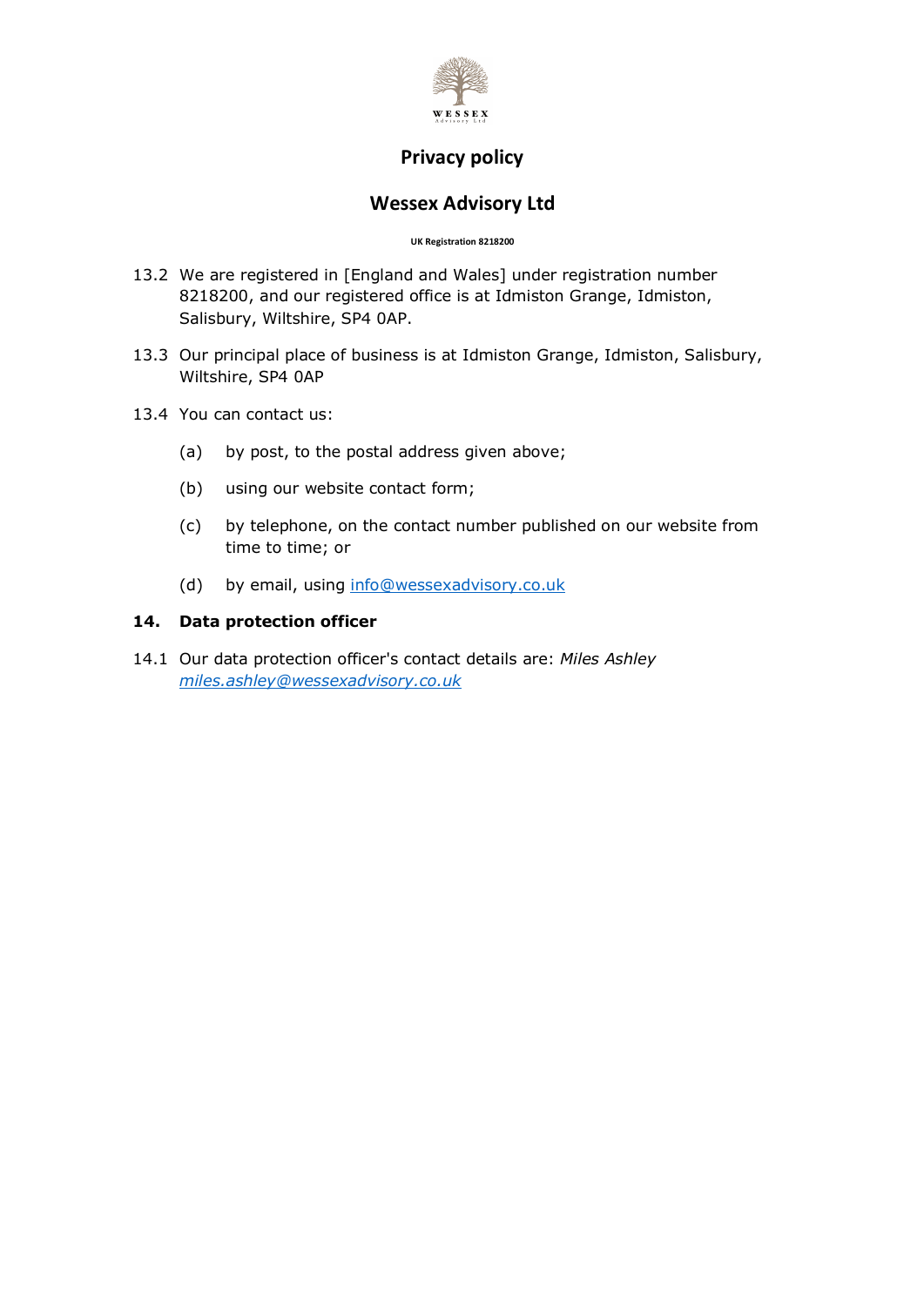# Privacy policy

## Wessex Advisory Ltd

**UK Registration 8218200**

13.2 We are registered in [England and Wales] under registration number 8218200, and our registered office is at Idmiston Grange, Idmiston, Salisbury, Wiltshire, SP4 0AP.

13.3 Our principal place of business is at Idmiston Grange, Idmiston, Salisbury, Wiltshire, SP4 0AP

13.4 You can contact us:

(a) by post, to the postal address given above;

(b) using our website contact form;

(c) by telephone, on the contact number published on our website from time to time; or

(d) by email, using info@wessexadvisory.co.uk

### 14. Data protection officer

14.1 Our data protection officer's contact details are: *Miles Ashley* *miles.ashley@wessexadvisory.co.uk*